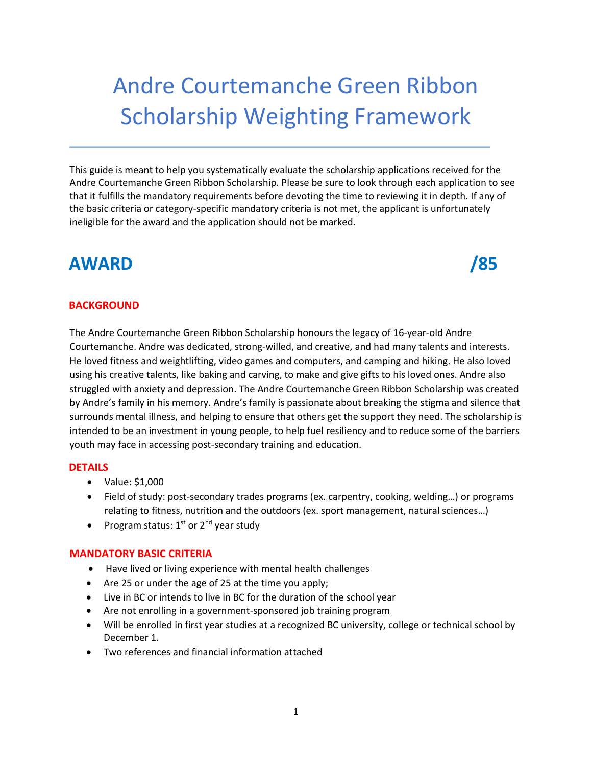# Andre Courtemanche Green Ribbon Scholarship Weighting Framework

This guide is meant to help you systematically evaluate the scholarship applications received for the Andre Courtemanche Green Ribbon Scholarship. Please be sure to look through each application to see that it fulfills the mandatory requirements before devoting the time to reviewing it in depth. If any of the basic criteria or category-specific mandatory criteria is not met, the applicant is unfortunately ineligible for the award and the application should not be marked.

## AWARD /85

### BACKGROUND

The Andre Courtemanche Green Ribbon Scholarship honours the legacy of 16-year-old Andre Courtemanche. Andre was dedicated, strong-willed, and creative, and had many talents and interests. He loved fitness and weightlifting, video games and computers, and camping and hiking. He also loved using his creative talents, like baking and carving, to make and give gifts to his loved ones. Andre also struggled with anxiety and depression. The Andre Courtemanche Green Ribbon Scholarship was created by Andre's family in his memory. Andre's family is passionate about breaking the stigma and silence that surrounds mental illness, and helping to ensure that others get the support they need. The scholarship is intended to be an investment in young people, to help fuel resiliency and to reduce some of the barriers youth may face in accessing post-secondary training and education.

### DETAILS

- Value: $1,000
- Field of study: post-secondary trades programs (ex. carpentry, cooking, welding…) or programs relating to fitness, nutrition and the outdoors (ex. sport management, natural sciences…)
- Program status: 1st or 2nd year study

### MANDATORY BASIC CRITERIA

- Have lived or living experience with mental health challenges
- Are 25 or under the age of 25 at the time you apply;
- Live in BC or intends to live in BC for the duration of the school year
- Are not enrolling in a government-sponsored job training program
- Will be enrolled in first year studies at a recognized BC university, college or technical school by December 1.
- Two references and financial information attached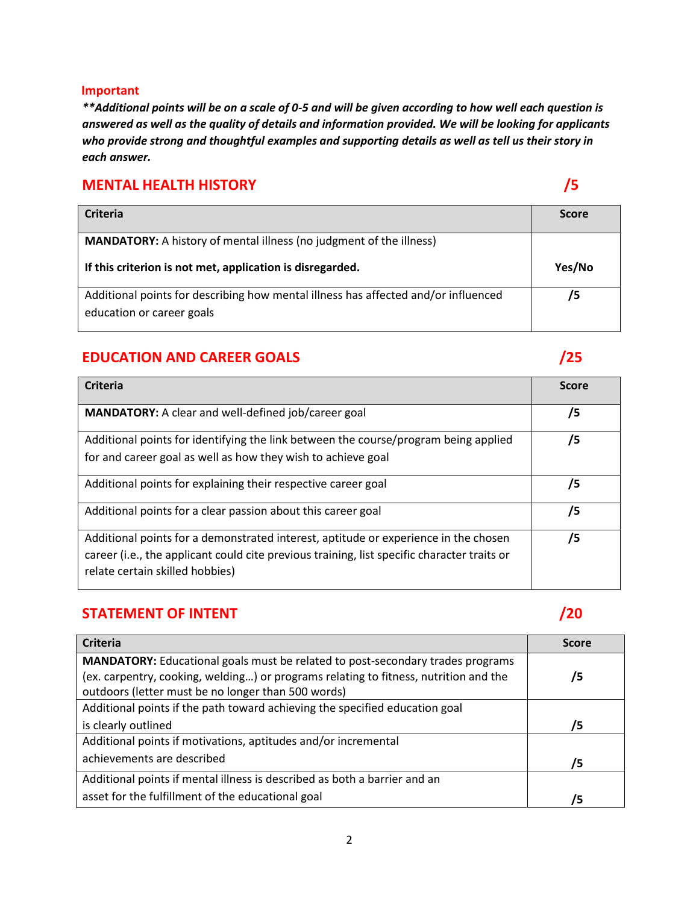**Important**

***Additional points will be on a scale of 0-5 and will be given according to how well each question is answered as well as the quality of details and information provided. We will be looking for applicants who provide strong and thoughtful examples and supporting details as well as tell us their story in each answer.**

## MENTAL HEALTH HISTORY /5

| Criteria | Score |
|---|---|
| **MANDATORY:** A history of mental illness (no judgment of the illness)<br><br>**If this criterion is not met, application is disregarded.** | **Yes/No** |
| Additional points for describing how mental illness has affected and/or influenced education or career goals | **/5** |

## EDUCATION AND CAREER GOALS /25

| Criteria | Score |
|---|---|
| **MANDATORY:** A clear and well-defined job/career goal | **/5** |
| Additional points for identifying the link between the course/program being applied for and career goal as well as how they wish to achieve goal | **/5** |
| Additional points for explaining their respective career goal | **/5** |
| Additional points for a clear passion about this career goal | **/5** |
| Additional points for a demonstrated interest, aptitude or experience in the chosen career (i.e., the applicant could cite previous training, list specific character traits or relate certain skilled hobbies) | **/5** |

## STATEMENT OF INTENT /20

| Criteria | Score |
|---|---|
| **MANDATORY:** Educational goals must be related to post-secondary trades programs (ex. carpentry, cooking, welding…) or programs relating to fitness, nutrition and the outdoors (letter must be no longer than 500 words) | **/5** |
| Additional points if the path toward achieving the specified education goal is clearly outlined | **/5** |
| Additional points if motivations, aptitudes and/or incremental achievements are described | **/5** |
| Additional points if mental illness is described as both a barrier and an asset for the fulfillment of the educational goal | **/5** |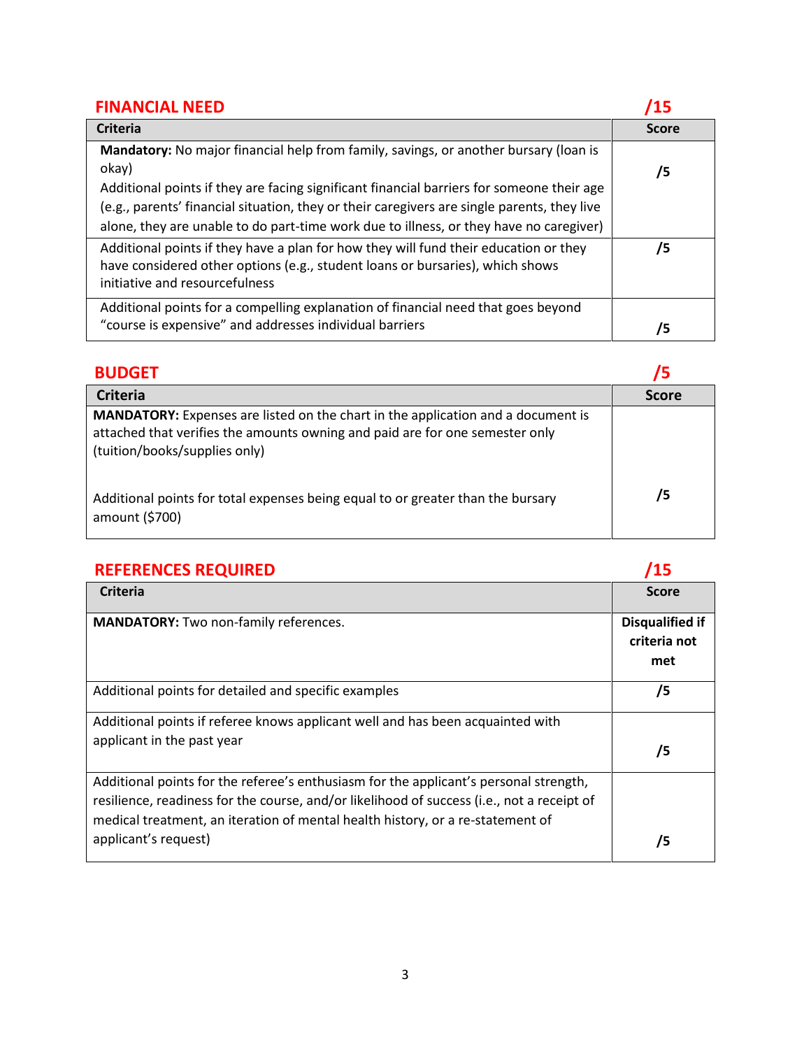## FINANCIAL NEED /15

| Criteria | Score |
|---|---|
| **Mandatory:** No major financial help from family, savings, or another bursary (loan is okay)<br>Additional points if they are facing significant financial barriers for someone their age (e.g., parents' financial situation, they or their caregivers are single parents, they live alone, they are unable to do part-time work due to illness, or they have no caregiver) | **/5** |
| Additional points if they have a plan for how they will fund their education or they have considered other options (e.g., student loans or bursaries), which shows initiative and resourcefulness | **/5** |
| Additional points for a compelling explanation of financial need that goes beyond "course is expensive" and addresses individual barriers | **/5** |

## BUDGET /5

| Criteria | Score |
|---|---|
| **MANDATORY:** Expenses are listed on the chart in the application and a document is attached that verifies the amounts owning and paid are for one semester only (tuition/books/supplies only)<br><br>Additional points for total expenses being equal to or greater than the bursary amount ($700) | **/5** |

## REFERENCES REQUIRED /15

| Criteria | Score |
|---|---|
| **MANDATORY:** Two non-family references. | **Disqualified if criteria not met** |
| Additional points for detailed and specific examples | **/5** |
| Additional points if referee knows applicant well and has been acquainted with applicant in the past year | **/5** |
| Additional points for the referee's enthusiasm for the applicant's personal strength, resilience, readiness for the course, and/or likelihood of success (i.e., not a receipt of medical treatment, an iteration of mental health history, or a re-statement of applicant's request) | **/5** |